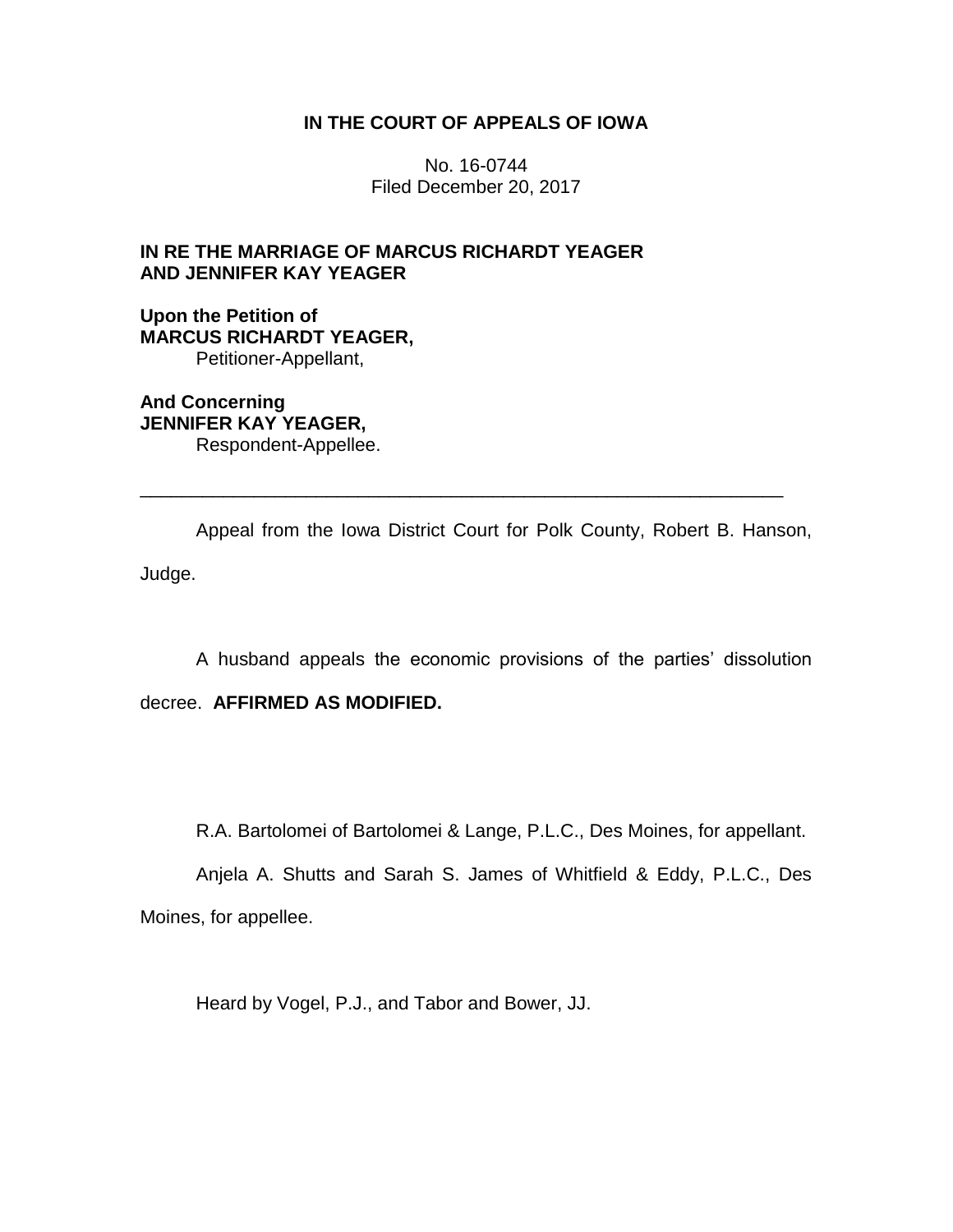**IN THE COURT OF APPEALS OF IOWA**

No. 16-0744
Filed December 20, 2017

**IN RE THE MARRIAGE OF MARCUS RICHARDT YEAGER AND JENNIFER KAY YEAGER**

**Upon the Petition of**
**MARCUS RICHARDT YEAGER,**
Petitioner-Appellant,

**And Concerning**
**JENNIFER KAY YEAGER,**
Respondent-Appellee.

---

Appeal from the Iowa District Court for Polk County, Robert B. Hanson, Judge.

A husband appeals the economic provisions of the parties' dissolution decree. **AFFIRMED AS MODIFIED.**

R.A. Bartolomei of Bartolomei & Lange, P.L.C., Des Moines, for appellant.

Anjela A. Shutts and Sarah S. James of Whitfield & Eddy, P.L.C., Des Moines, for appellee.

Heard by Vogel, P.J., and Tabor and Bower, JJ.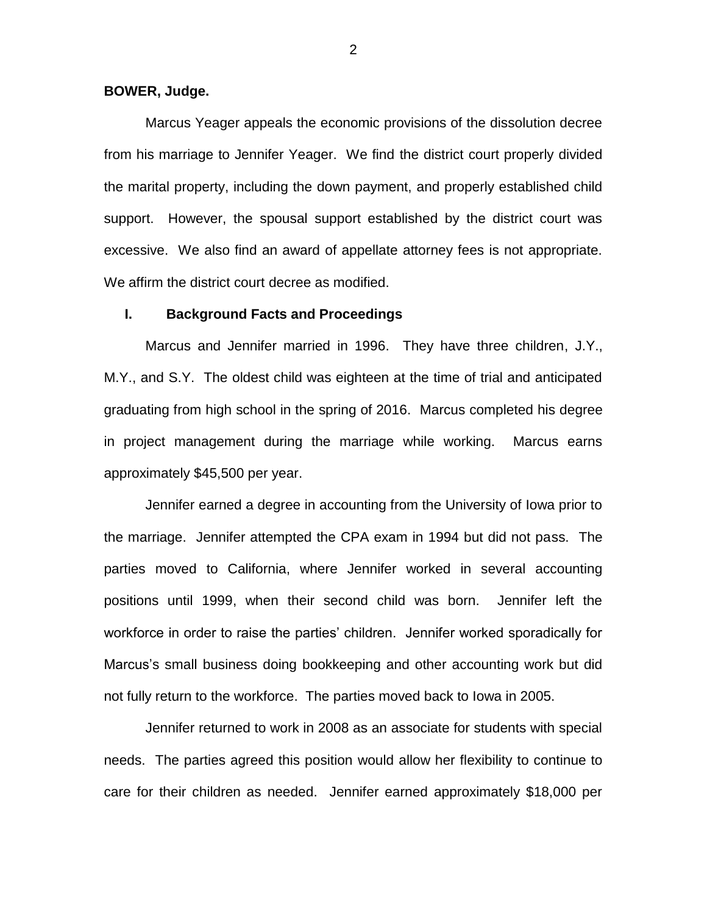**BOWER, Judge.**

Marcus Yeager appeals the economic provisions of the dissolution decree from his marriage to Jennifer Yeager. We find the district court properly divided the marital property, including the down payment, and properly established child support. However, the spousal support established by the district court was excessive. We also find an award of appellate attorney fees is not appropriate. We affirm the district court decree as modified.

## I. Background Facts and Proceedings

Marcus and Jennifer married in 1996. They have three children, J.Y., M.Y., and S.Y. The oldest child was eighteen at the time of trial and anticipated graduating from high school in the spring of 2016. Marcus completed his degree in project management during the marriage while working. Marcus earns approximately $45,500 per year.

Jennifer earned a degree in accounting from the University of Iowa prior to the marriage. Jennifer attempted the CPA exam in 1994 but did not pass. The parties moved to California, where Jennifer worked in several accounting positions until 1999, when their second child was born. Jennifer left the workforce in order to raise the parties' children. Jennifer worked sporadically for Marcus's small business doing bookkeeping and other accounting work but did not fully return to the workforce. The parties moved back to Iowa in 2005.

Jennifer returned to work in 2008 as an associate for students with special needs. The parties agreed this position would allow her flexibility to continue to care for their children as needed. Jennifer earned approximately $18,000 per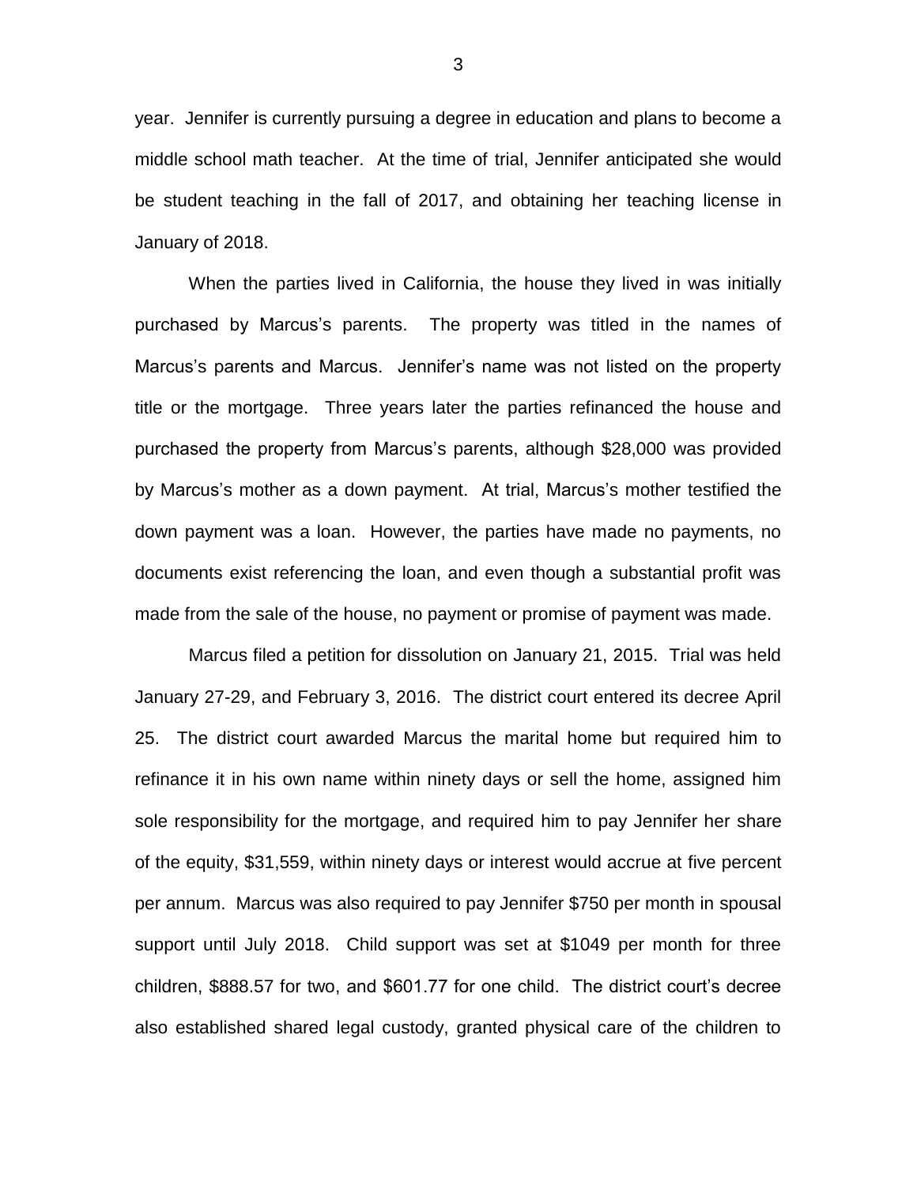year. Jennifer is currently pursuing a degree in education and plans to become a middle school math teacher. At the time of trial, Jennifer anticipated she would be student teaching in the fall of 2017, and obtaining her teaching license in January of 2018.

When the parties lived in California, the house they lived in was initially purchased by Marcus's parents. The property was titled in the names of Marcus's parents and Marcus. Jennifer's name was not listed on the property title or the mortgage. Three years later the parties refinanced the house and purchased the property from Marcus's parents, although $28,000 was provided by Marcus's mother as a down payment. At trial, Marcus's mother testified the down payment was a loan. However, the parties have made no payments, no documents exist referencing the loan, and even though a substantial profit was made from the sale of the house, no payment or promise of payment was made.

Marcus filed a petition for dissolution on January 21, 2015. Trial was held January 27-29, and February 3, 2016. The district court entered its decree April 25. The district court awarded Marcus the marital home but required him to refinance it in his own name within ninety days or sell the home, assigned him sole responsibility for the mortgage, and required him to pay Jennifer her share of the equity, $31,559, within ninety days or interest would accrue at five percent per annum. Marcus was also required to pay Jennifer $750 per month in spousal support until July 2018. Child support was set at $1049 per month for three children, $888.57 for two, and $601.77 for one child. The district court's decree also established shared legal custody, granted physical care of the children to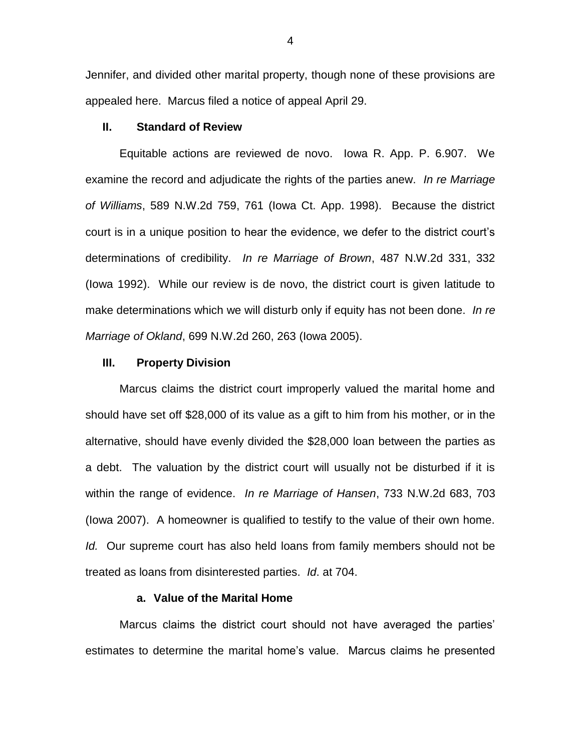Jennifer, and divided other marital property, though none of these provisions are appealed here. Marcus filed a notice of appeal April 29.

## II. Standard of Review

Equitable actions are reviewed de novo. Iowa R. App. P. 6.907. We examine the record and adjudicate the rights of the parties anew. *In re Marriage of Williams*, 589 N.W.2d 759, 761 (Iowa Ct. App. 1998). Because the district court is in a unique position to hear the evidence, we defer to the district court's determinations of credibility. *In re Marriage of Brown*, 487 N.W.2d 331, 332 (Iowa 1992). While our review is de novo, the district court is given latitude to make determinations which we will disturb only if equity has not been done. *In re Marriage of Okland*, 699 N.W.2d 260, 263 (Iowa 2005).

## III. Property Division

Marcus claims the district court improperly valued the marital home and should have set off $28,000 of its value as a gift to him from his mother, or in the alternative, should have evenly divided the $28,000 loan between the parties as a debt. The valuation by the district court will usually not be disturbed if it is within the range of evidence. *In re Marriage of Hansen*, 733 N.W.2d 683, 703 (Iowa 2007). A homeowner is qualified to testify to the value of their own home. *Id.* Our supreme court has also held loans from family members should not be treated as loans from disinterested parties. *Id*. at 704.

### a. Value of the Marital Home

Marcus claims the district court should not have averaged the parties' estimates to determine the marital home's value. Marcus claims he presented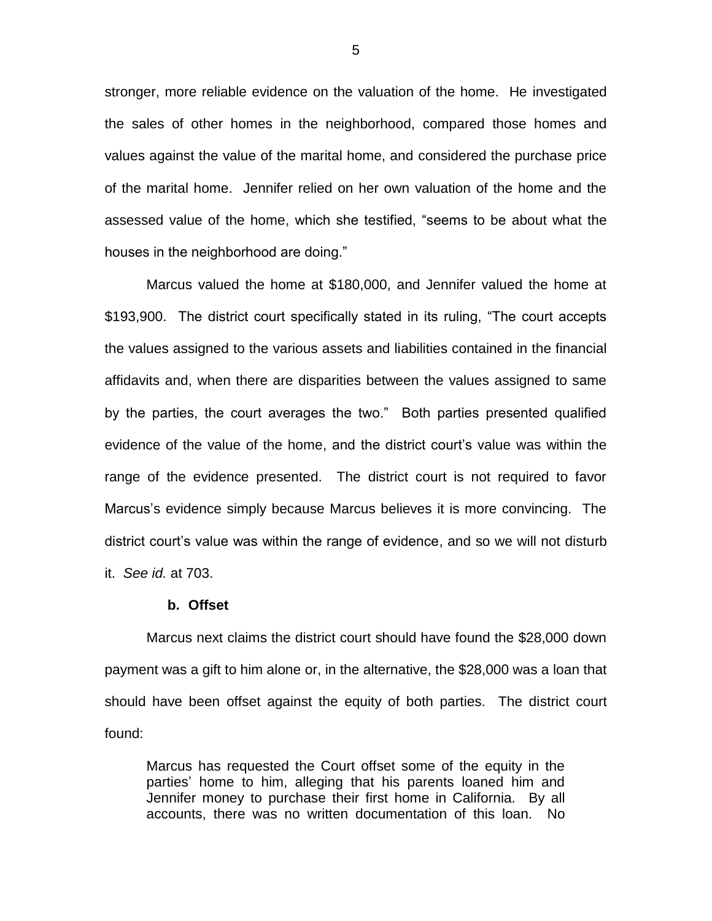stronger, more reliable evidence on the valuation of the home. He investigated the sales of other homes in the neighborhood, compared those homes and values against the value of the marital home, and considered the purchase price of the marital home. Jennifer relied on her own valuation of the home and the assessed value of the home, which she testified, "seems to be about what the houses in the neighborhood are doing."

Marcus valued the home at $180,000, and Jennifer valued the home at $193,900. The district court specifically stated in its ruling, "The court accepts the values assigned to the various assets and liabilities contained in the financial affidavits and, when there are disparities between the values assigned to same by the parties, the court averages the two." Both parties presented qualified evidence of the value of the home, and the district court's value was within the range of the evidence presented. The district court is not required to favor Marcus's evidence simply because Marcus believes it is more convincing. The district court's value was within the range of evidence, and so we will not disturb it. *See id.* at 703.

**b. Offset**

Marcus next claims the district court should have found the $28,000 down payment was a gift to him alone or, in the alternative, the $28,000 was a loan that should have been offset against the equity of both parties. The district court found:

> Marcus has requested the Court offset some of the equity in the parties' home to him, alleging that his parents loaned him and Jennifer money to purchase their first home in California. By all accounts, there was no written documentation of this loan. No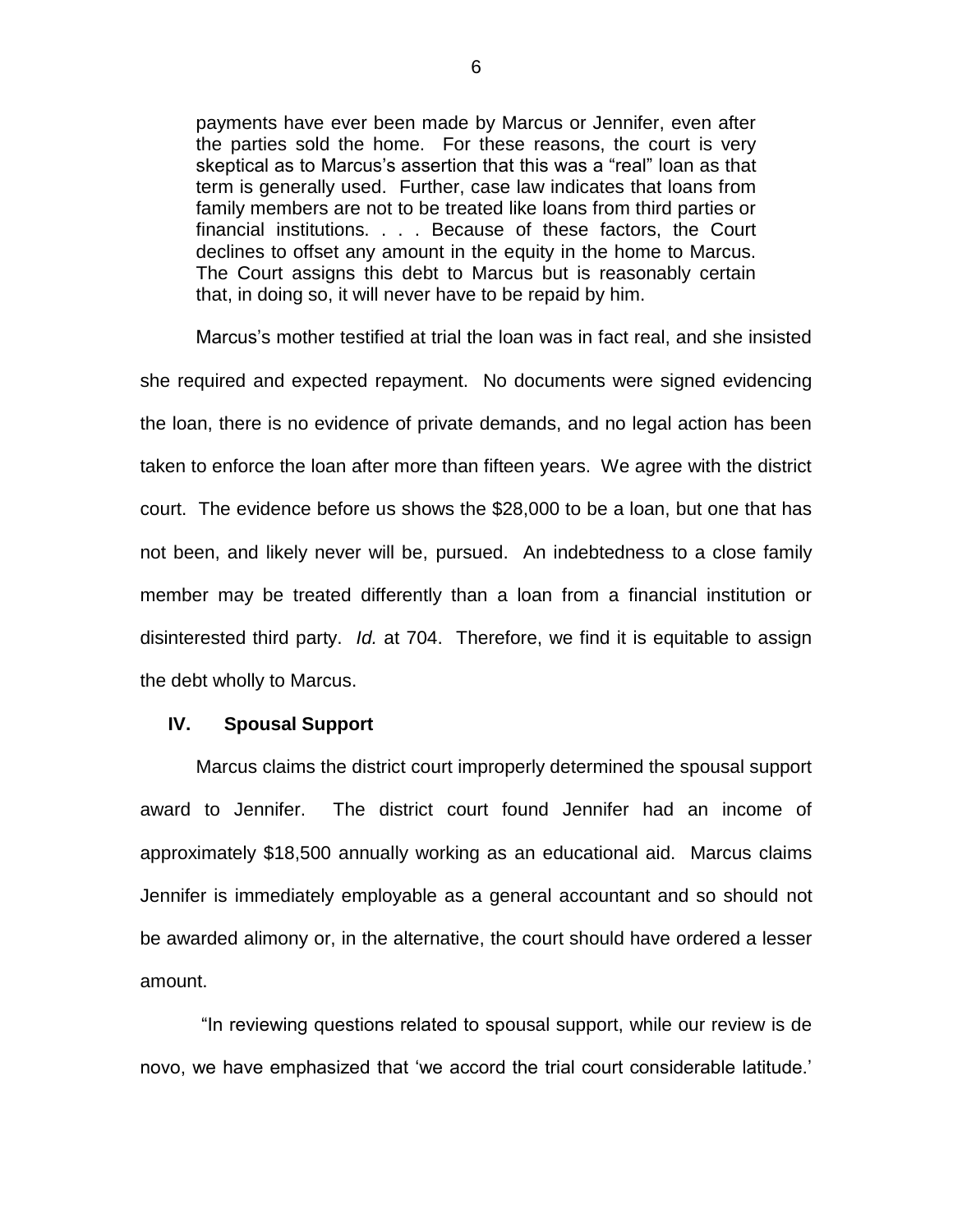> payments have ever been made by Marcus or Jennifer, even after the parties sold the home. For these reasons, the court is very skeptical as to Marcus's assertion that this was a "real" loan as that term is generally used. Further, case law indicates that loans from family members are not to be treated like loans from third parties or financial institutions. . . . Because of these factors, the Court declines to offset any amount in the equity in the home to Marcus. The Court assigns this debt to Marcus but is reasonably certain that, in doing so, it will never have to be repaid by him.

Marcus's mother testified at trial the loan was in fact real, and she insisted she required and expected repayment. No documents were signed evidencing the loan, there is no evidence of private demands, and no legal action has been taken to enforce the loan after more than fifteen years. We agree with the district court. The evidence before us shows the $28,000 to be a loan, but one that has not been, and likely never will be, pursued. An indebtedness to a close family member may be treated differently than a loan from a financial institution or disinterested third party. *Id.* at 704. Therefore, we find it is equitable to assign the debt wholly to Marcus.

## IV. Spousal Support

Marcus claims the district court improperly determined the spousal support award to Jennifer. The district court found Jennifer had an income of approximately $18,500 annually working as an educational aid. Marcus claims Jennifer is immediately employable as a general accountant and so should not be awarded alimony or, in the alternative, the court should have ordered a lesser amount.

"In reviewing questions related to spousal support, while our review is de novo, we have emphasized that 'we accord the trial court considerable latitude.'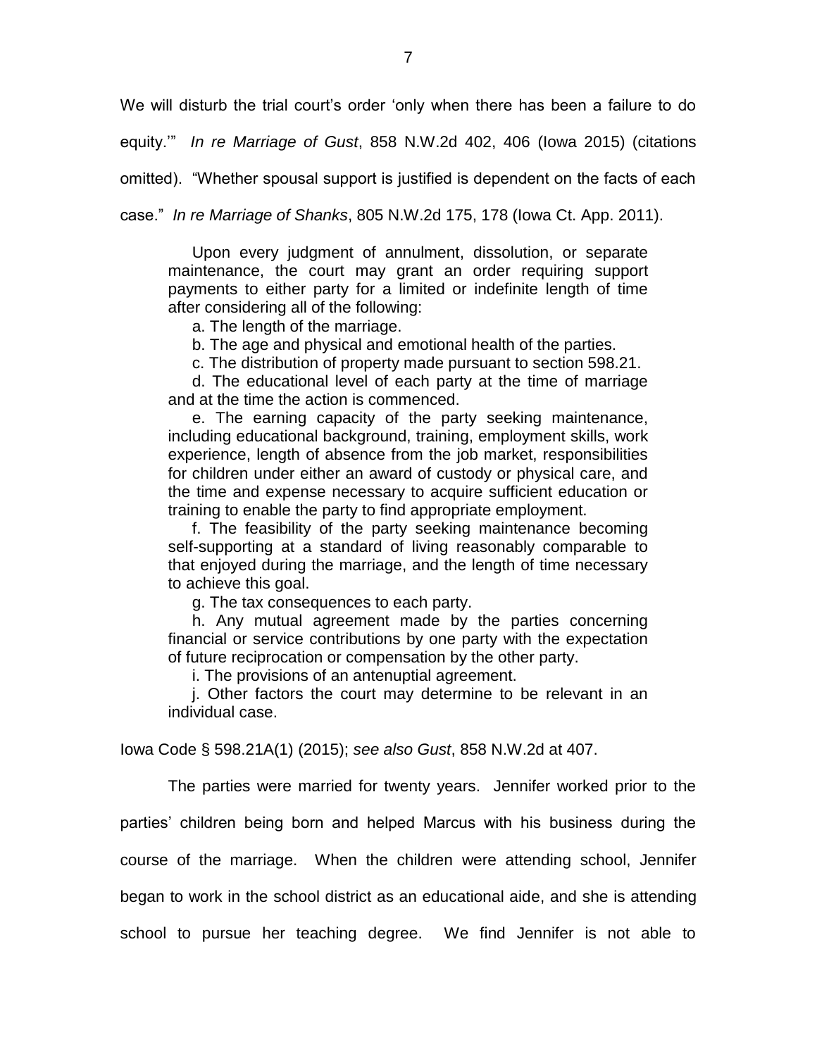We will disturb the trial court's order 'only when there has been a failure to do equity.'" *In re Marriage of Gust*, 858 N.W.2d 402, 406 (Iowa 2015) (citations omitted). "Whether spousal support is justified is dependent on the facts of each case." *In re Marriage of Shanks*, 805 N.W.2d 175, 178 (Iowa Ct. App. 2011).

> Upon every judgment of annulment, dissolution, or separate maintenance, the court may grant an order requiring support payments to either party for a limited or indefinite length of time after considering all of the following:
>
> a. The length of the marriage.
>
> b. The age and physical and emotional health of the parties.
>
> c. The distribution of property made pursuant to section 598.21.
>
> d. The educational level of each party at the time of marriage and at the time the action is commenced.
>
> e. The earning capacity of the party seeking maintenance, including educational background, training, employment skills, work experience, length of absence from the job market, responsibilities for children under either an award of custody or physical care, and the time and expense necessary to acquire sufficient education or training to enable the party to find appropriate employment.
>
> f. The feasibility of the party seeking maintenance becoming self-supporting at a standard of living reasonably comparable to that enjoyed during the marriage, and the length of time necessary to achieve this goal.
>
> g. The tax consequences to each party.
>
> h. Any mutual agreement made by the parties concerning financial or service contributions by one party with the expectation of future reciprocation or compensation by the other party.
>
> i. The provisions of an antenuptial agreement.
>
> j. Other factors the court may determine to be relevant in an individual case.

Iowa Code § 598.21A(1) (2015); *see also Gust*, 858 N.W.2d at 407.

The parties were married for twenty years. Jennifer worked prior to the parties' children being born and helped Marcus with his business during the course of the marriage. When the children were attending school, Jennifer began to work in the school district as an educational aide, and she is attending school to pursue her teaching degree. We find Jennifer is not able to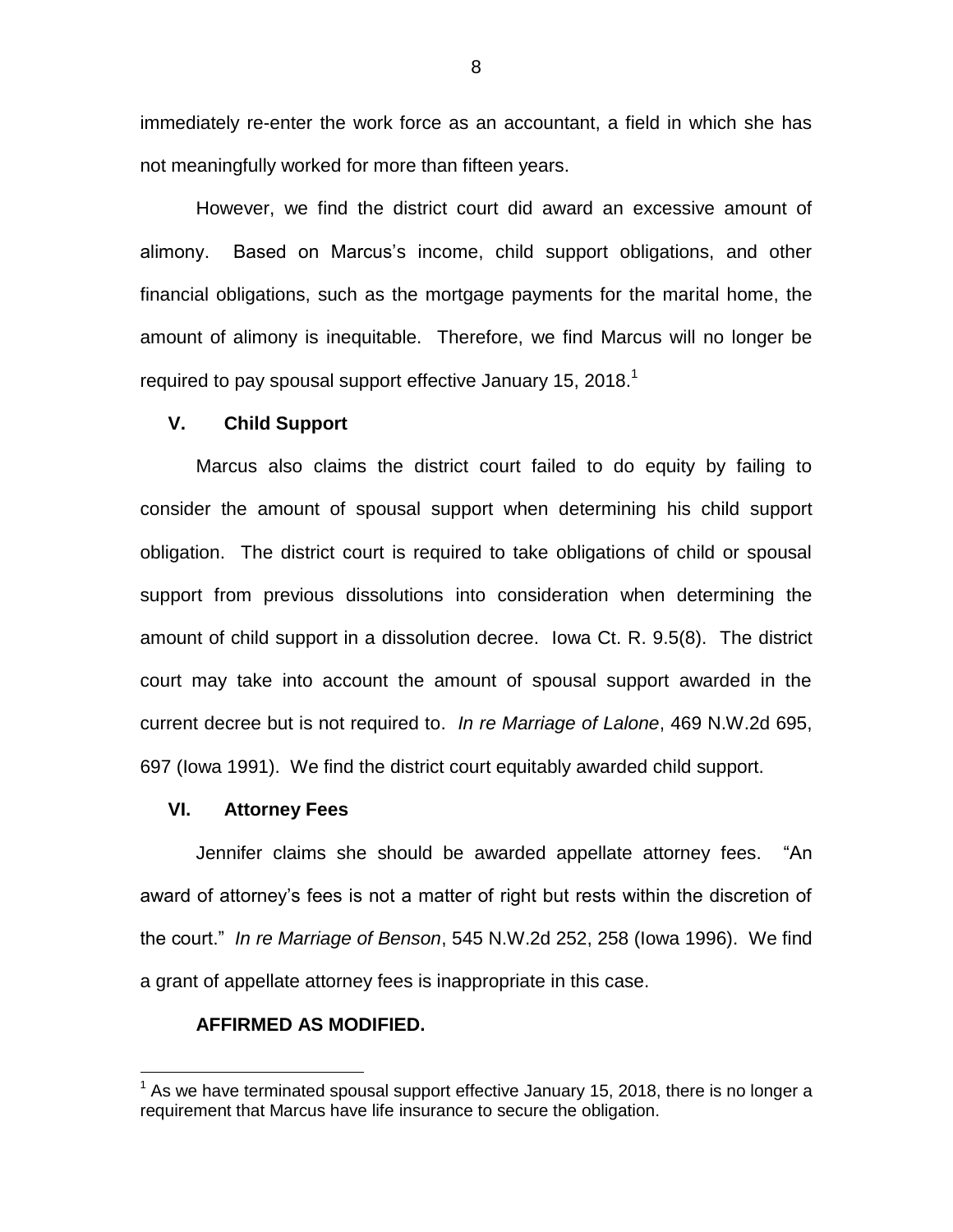immediately re-enter the work force as an accountant, a field in which she has not meaningfully worked for more than fifteen years.

However, we find the district court did award an excessive amount of alimony. Based on Marcus's income, child support obligations, and other financial obligations, such as the mortgage payments for the marital home, the amount of alimony is inequitable. Therefore, we find Marcus will no longer be required to pay spousal support effective January 15, 2018.[1]

## V. Child Support

Marcus also claims the district court failed to do equity by failing to consider the amount of spousal support when determining his child support obligation. The district court is required to take obligations of child or spousal support from previous dissolutions into consideration when determining the amount of child support in a dissolution decree. Iowa Ct. R. 9.5(8). The district court may take into account the amount of spousal support awarded in the current decree but is not required to. *In re Marriage of Lalone*, 469 N.W.2d 695, 697 (Iowa 1991). We find the district court equitably awarded child support.

## VI. Attorney Fees

Jennifer claims she should be awarded appellate attorney fees. "An award of attorney's fees is not a matter of right but rests within the discretion of the court." *In re Marriage of Benson*, 545 N.W.2d 252, 258 (Iowa 1996). We find a grant of appellate attorney fees is inappropriate in this case.

**AFFIRMED AS MODIFIED.**

---

[1] As we have terminated spousal support effective January 15, 2018, there is no longer a requirement that Marcus have life insurance to secure the obligation.